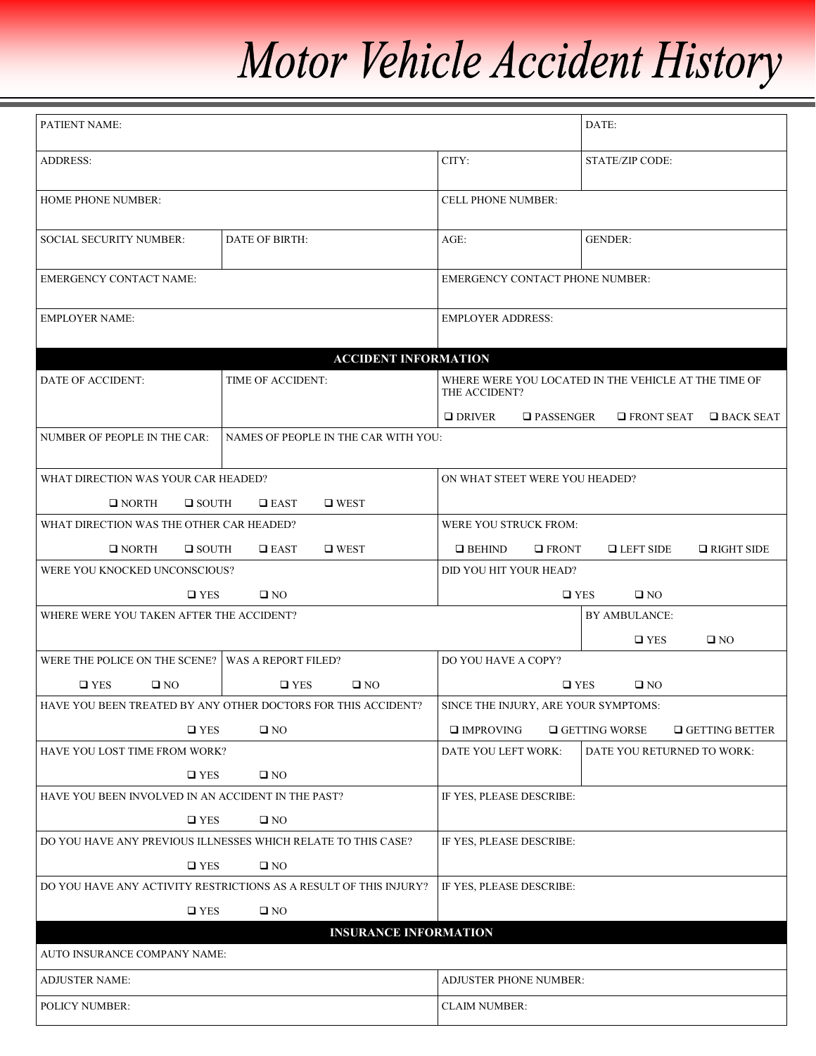# Motor Vehicle Accident History

| PATIENT NAME: | | | DATE: |
|---|---|---|---|
| ADDRESS: | | CITY: | STATE/ZIP CODE: |
| HOME PHONE NUMBER: | | CELL PHONE NUMBER: | |
| SOCIAL SECURITY NUMBER: | DATE OF BIRTH: | AGE: | GENDER: |
| EMERGENCY CONTACT NAME: | | EMERGENCY CONTACT PHONE NUMBER: | |
| EMPLOYER NAME: | | EMPLOYER ADDRESS: | |

## ACCIDENT INFORMATION

| DATE OF ACCIDENT: | TIME OF ACCIDENT: | WHERE WERE YOU LOCATED IN THE VEHICLE AT THE TIME OF THE ACCIDENT? ❑ DRIVER ❑ PASSENGER ❑ FRONT SEAT ❑ BACK SEAT | |
|---|---|---|---|
| NUMBER OF PEOPLE IN THE CAR: | NAMES OF PEOPLE IN THE CAR WITH YOU: | | |
| WHAT DIRECTION WAS YOUR CAR HEADED? ❑ NORTH ❑ SOUTH ❑ EAST ❑ WEST | | ON WHAT STEET WERE YOU HEADED? | |
| WHAT DIRECTION WAS THE OTHER CAR HEADED? ❑ NORTH ❑ SOUTH ❑ EAST ❑ WEST | | WERE YOU STRUCK FROM: ❑ BEHIND ❑ FRONT ❑ LEFT SIDE ❑ RIGHT SIDE | |
| WERE YOU KNOCKED UNCONSCIOUS? ❑ YES ❑ NO | | DID YOU HIT YOUR HEAD? ❑ YES ❑ NO | |
| WHERE WERE YOU TAKEN AFTER THE ACCIDENT? | | | BY AMBULANCE: ❑ YES ❑ NO |
| WERE THE POLICE ON THE SCENE? ❑ YES ❑ NO | WAS A REPORT FILED? ❑ YES ❑ NO | DO YOU HAVE A COPY? ❑ YES ❑ NO | |
| HAVE YOU BEEN TREATED BY ANY OTHER DOCTORS FOR THIS ACCIDENT? ❑ YES ❑ NO | | SINCE THE INJURY, ARE YOUR SYMPTOMS: ❑ IMPROVING ❑ GETTING WORSE ❑ GETTING BETTER | |
| HAVE YOU LOST TIME FROM WORK? ❑ YES ❑ NO | | DATE YOU LEFT WORK: | DATE YOU RETURNED TO WORK: |
| HAVE YOU BEEN INVOLVED IN AN ACCIDENT IN THE PAST? ❑ YES ❑ NO | | IF YES, PLEASE DESCRIBE: | |
| DO YOU HAVE ANY PREVIOUS ILLNESSES WHICH RELATE TO THIS CASE? ❑ YES ❑ NO | | IF YES, PLEASE DESCRIBE: | |
| DO YOU HAVE ANY ACTIVITY RESTRICTIONS AS A RESULT OF THIS INJURY? ❑ YES ❑ NO | | IF YES, PLEASE DESCRIBE: | |

## INSURANCE INFORMATION

| AUTO INSURANCE COMPANY NAME: | |
|---|---|
| ADJUSTER NAME: | ADJUSTER PHONE NUMBER: |
| POLICY NUMBER: | CLAIM NUMBER: |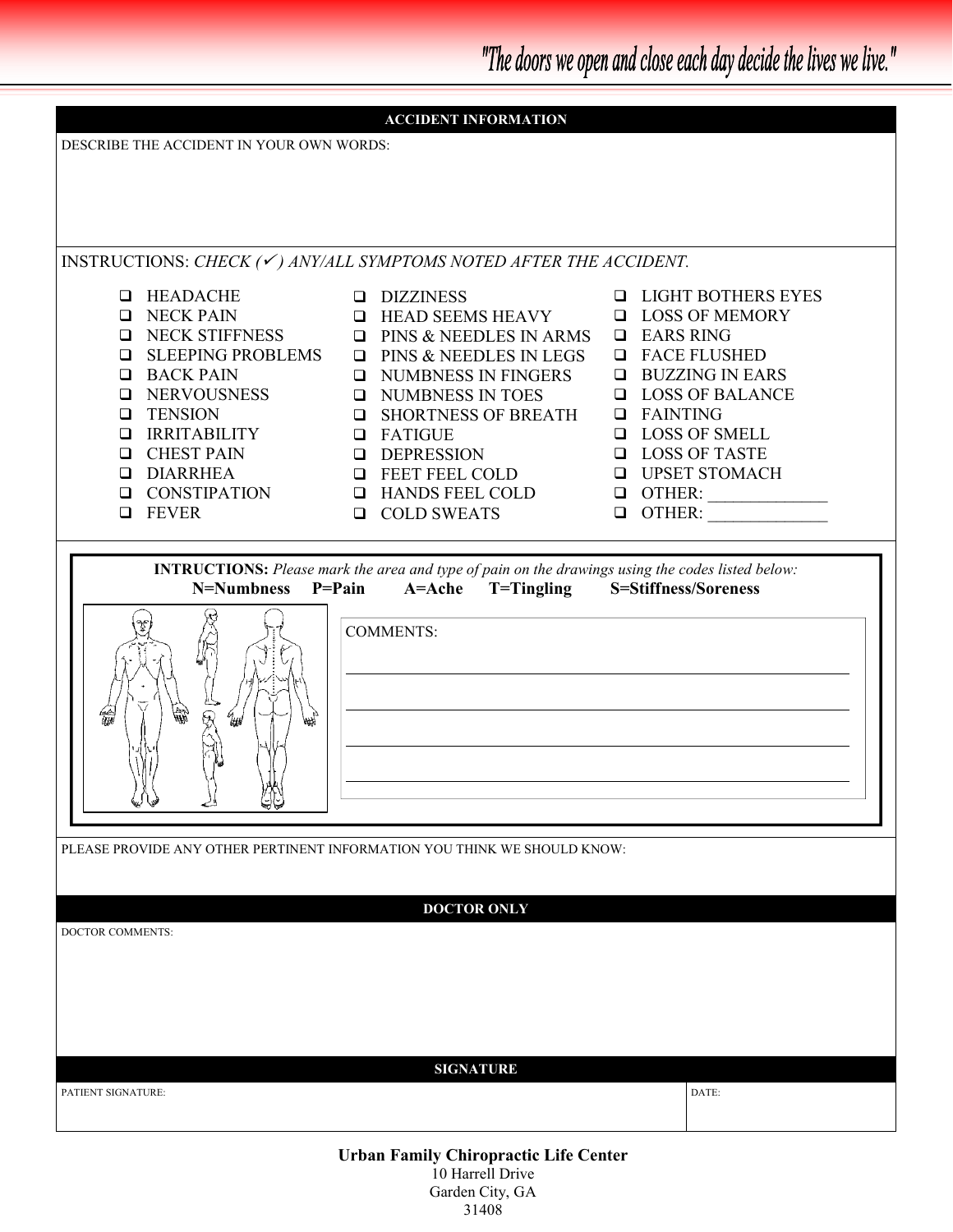"The doors we open and close each day decide the lives we live."

## ACCIDENT INFORMATION

DESCRIBE THE ACCIDENT IN YOUR OWN WORDS:

INSTRUCTIONS: *CHECK (✓) ANY/ALL SYMPTOMS NOTED AFTER THE ACCIDENT.*

- ❑ HEADACHE
- ❑ NECK PAIN
- ❑ NECK STIFFNESS
- ❑ SLEEPING PROBLEMS
- ❑ BACK PAIN
- ❑ NERVOUSNESS
- ❑ TENSION
- ❑ IRRITABILITY
- ❑ CHEST PAIN
- ❑ DIARRHEA
- ❑ CONSTIPATION
- ❑ FEVER
- ❑ DIZZINESS
- ❑ HEAD SEEMS HEAVY
- ❑ PINS & NEEDLES IN ARMS
- ❑ PINS & NEEDLES IN LEGS
- ❑ NUMBNESS IN FINGERS
- ❑ NUMBNESS IN TOES
- ❑ SHORTNESS OF BREATH
- ❑ FATIGUE
- ❑ DEPRESSION
- ❑ FEET FEEL COLD
- ❑ HANDS FEEL COLD
- ❑ COLD SWEATS
- ❑ LIGHT BOTHERS EYES
- ❑ LOSS OF MEMORY
- ❑ EARS RING
- ❑ FACE FLUSHED
- ❑ BUZZING IN EARS
- ❑ LOSS OF BALANCE
- ❑ FAINTING
- ❑ LOSS OF SMELL
- ❑ LOSS OF TASTE
- ❑ UPSET STOMACH
- ❑ OTHER: ______________
- ❑ OTHER: ______________

**INTRUCTIONS:** *Please mark the area and type of pain on the drawings using the codes listed below:*

**N=Numbness P=Pain A=Ache T=Tingling S=Stiffness/Soreness**

COMMENTS:

______________________________________________

______________________________________________

______________________________________________

______________________________________________

PLEASE PROVIDE ANY OTHER PERTINENT INFORMATION YOU THINK WE SHOULD KNOW:

## DOCTOR ONLY

DOCTOR COMMENTS:

## SIGNATURE

| PATIENT SIGNATURE: | DATE: |
|---|---|
| | |

**Urban Family Chiropractic Life Center**
10 Harrell Drive
Garden City, GA
31408